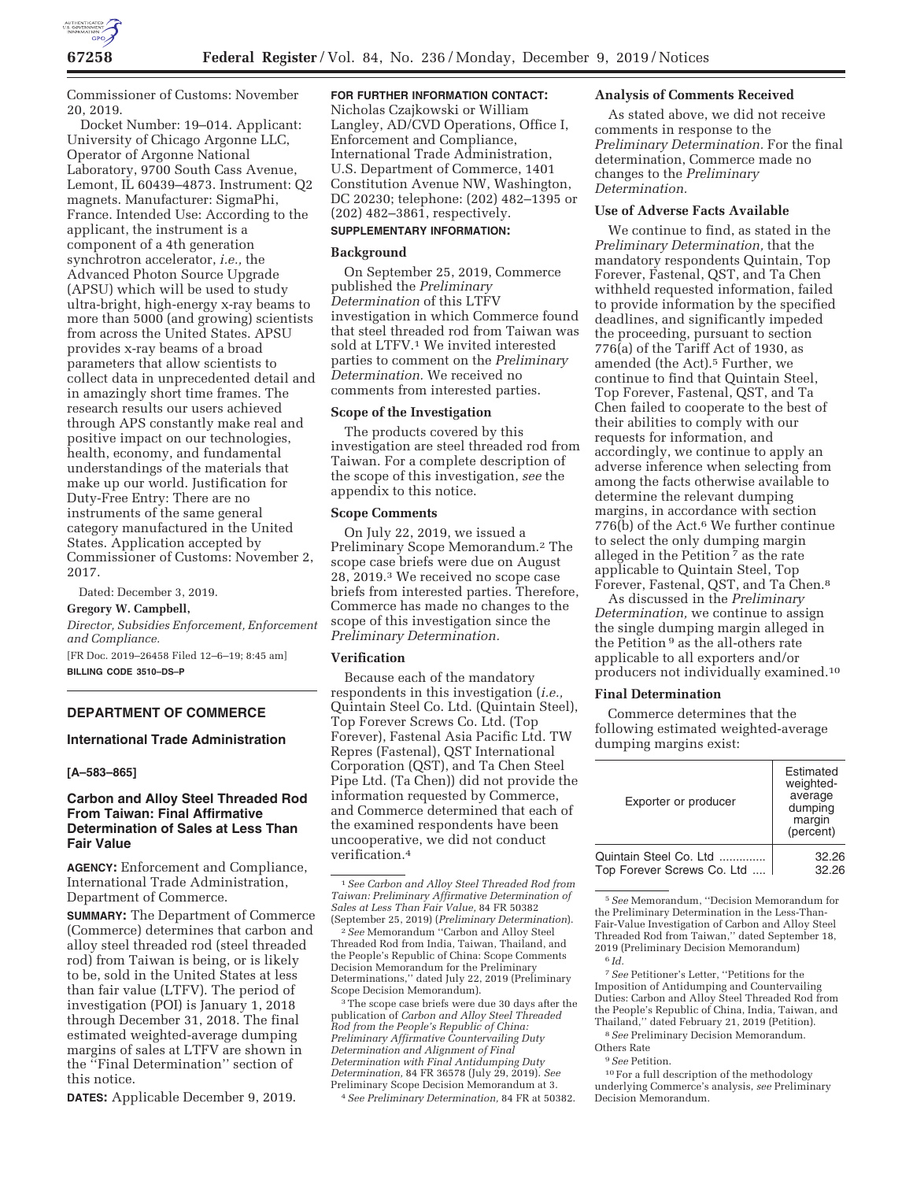Commissioner of Customs: November 20, 2019.

Docket Number: 19–014. Applicant: University of Chicago Argonne LLC, Operator of Argonne National Laboratory, 9700 South Cass Avenue, Lemont, IL 60439–4873. Instrument: Q2 magnets. Manufacturer: SigmaPhi, France. Intended Use: According to the applicant, the instrument is a component of a 4th generation synchrotron accelerator, *i.e.,* the Advanced Photon Source Upgrade (APSU) which will be used to study ultra-bright, high-energy x-ray beams to more than 5000 (and growing) scientists from across the United States. APSU provides x-ray beams of a broad parameters that allow scientists to collect data in unprecedented detail and in amazingly short time frames. The research results our users achieved through APS constantly make real and positive impact on our technologies, health, economy, and fundamental understandings of the materials that make up our world. Justification for Duty-Free Entry: There are no instruments of the same general category manufactured in the United States. Application accepted by Commissioner of Customs: November 2, 2017.

Dated: December 3, 2019.

**Gregory W. Campbell,**

*Director, Subsidies Enforcement, Enforcement and Compliance.*

[FR Doc. 2019–26458 Filed 12–6–19; 8:45 am]

**BILLING CODE 3510–DS–P**

## DEPARTMENT OF COMMERCE

### International Trade Administration

**[A–583–865]**

### Carbon and Alloy Steel Threaded Rod From Taiwan: Final Affirmative Determination of Sales at Less Than Fair Value

**AGENCY:** Enforcement and Compliance, International Trade Administration, Department of Commerce.

**SUMMARY:** The Department of Commerce (Commerce) determines that carbon and alloy steel threaded rod (steel threaded rod) from Taiwan is being, or is likely to be, sold in the United States at less than fair value (LTFV). The period of investigation (POI) is January 1, 2018 through December 31, 2018. The final estimated weighted-average dumping margins of sales at LTFV are shown in the ''Final Determination'' section of this notice.

**DATES:** Applicable December 9, 2019.

**FOR FURTHER INFORMATION CONTACT:** Nicholas Czajkowski or William Langley, AD/CVD Operations, Office I, Enforcement and Compliance, International Trade Administration, U.S. Department of Commerce, 1401 Constitution Avenue NW, Washington, DC 20230; telephone: (202) 482–1395 or (202) 482–3861, respectively.

**SUPPLEMENTARY INFORMATION:**

#### Background

On September 25, 2019, Commerce published the *Preliminary Determination* of this LTFV investigation in which Commerce found that steel threaded rod from Taiwan was sold at LTFV.[1] We invited interested parties to comment on the *Preliminary Determination.* We received no comments from interested parties.

#### Scope of the Investigation

The products covered by this investigation are steel threaded rod from Taiwan. For a complete description of the scope of this investigation, *see* the appendix to this notice.

#### Scope Comments

On July 22, 2019, we issued a Preliminary Scope Memorandum.[2] The scope case briefs were due on August 28, 2019.[3] We received no scope case briefs from interested parties. Therefore, Commerce has made no changes to the scope of this investigation since the *Preliminary Determination.*

#### Verification

Because each of the mandatory respondents in this investigation (*i.e.,* Quintain Steel Co. Ltd. (Quintain Steel), Top Forever Screws Co. Ltd. (Top Forever), Fastenal Asia Pacific Ltd. TW Repres (Fastenal), QST International Corporation (QST), and Ta Chen Steel Pipe Ltd. (Ta Chen)) did not provide the information requested by Commerce, and Commerce determined that each of the examined respondents have been uncooperative, we did not conduct verification.[4]

#### Analysis of Comments Received

As stated above, we did not receive comments in response to the *Preliminary Determination.* For the final determination, Commerce made no changes to the *Preliminary Determination.*

#### Use of Adverse Facts Available

We continue to find, as stated in the *Preliminary Determination,* that the mandatory respondents Quintain, Top Forever, Fastenal, QST, and Ta Chen withheld requested information, failed to provide information by the specified deadlines, and significantly impeded the proceeding, pursuant to section 776(a) of the Tariff Act of 1930, as amended (the Act).[5] Further, we continue to find that Quintain Steel, Top Forever, Fastenal, QST, and Ta Chen failed to cooperate to the best of their abilities to comply with our requests for information, and accordingly, we continue to apply an adverse inference when selecting from among the facts otherwise available to determine the relevant dumping margins, in accordance with section 776(b) of the Act.[6] We further continue to select the only dumping margin alleged in the Petition[7] as the rate applicable to Quintain Steel, Top Forever, Fastenal, QST, and Ta Chen.[8]

As discussed in the *Preliminary Determination,* we continue to assign the single dumping margin alleged in the Petition[9] as the all-others rate applicable to all exporters and/or producers not individually examined.[10]

#### Final Determination

Commerce determines that the following estimated weighted-average dumping margins exist:

| Exporter or producer | Estimated weighted-average dumping margin (percent) |
|---|---|
| Quintain Steel Co. Ltd | 32.26 |
| Top Forever Screws Co. Ltd | 32.26 |

---

[1] *See Carbon and Alloy Steel Threaded Rod from Taiwan: Preliminary Affirmative Determination of Sales at Less Than Fair Value,* 84 FR 50382 (September 25, 2019) (*Preliminary Determination*).

[2] *See* Memorandum ''Carbon and Alloy Steel Threaded Rod from India, Taiwan, Thailand, and the People's Republic of China: Scope Comments Decision Memorandum for the Preliminary Determinations,'' dated July 22, 2019 (Preliminary Scope Decision Memorandum).

[3] The scope case briefs were due 30 days after the publication of *Carbon and Alloy Steel Threaded Rod from the People's Republic of China: Preliminary Affirmative Countervailing Duty Determination and Alignment of Final Determination with Final Antidumping Duty Determination,* 84 FR 36578 (July 29, 2019). *See* Preliminary Scope Decision Memorandum at 3.

[4] *See Preliminary Determination,* 84 FR at 50382.

[5] *See* Memorandum, ''Decision Memorandum for the Preliminary Determination in the Less-Than-Fair-Value Investigation of Carbon and Alloy Steel Threaded Rod from Taiwan,'' dated September 18, 2019 (Preliminary Decision Memorandum)

[6] *Id.*

[7] *See* Petitioner's Letter, ''Petitions for the Imposition of Antidumping and Countervailing Duties: Carbon and Alloy Steel Threaded Rod from the People's Republic of China, India, Taiwan, and Thailand,'' dated February 21, 2019 (Petition).

[8] *See* Preliminary Decision Memorandum. Others Rate

[9] *See* Petition.

[10] For a full description of the methodology underlying Commerce's analysis, *see* Preliminary Decision Memorandum.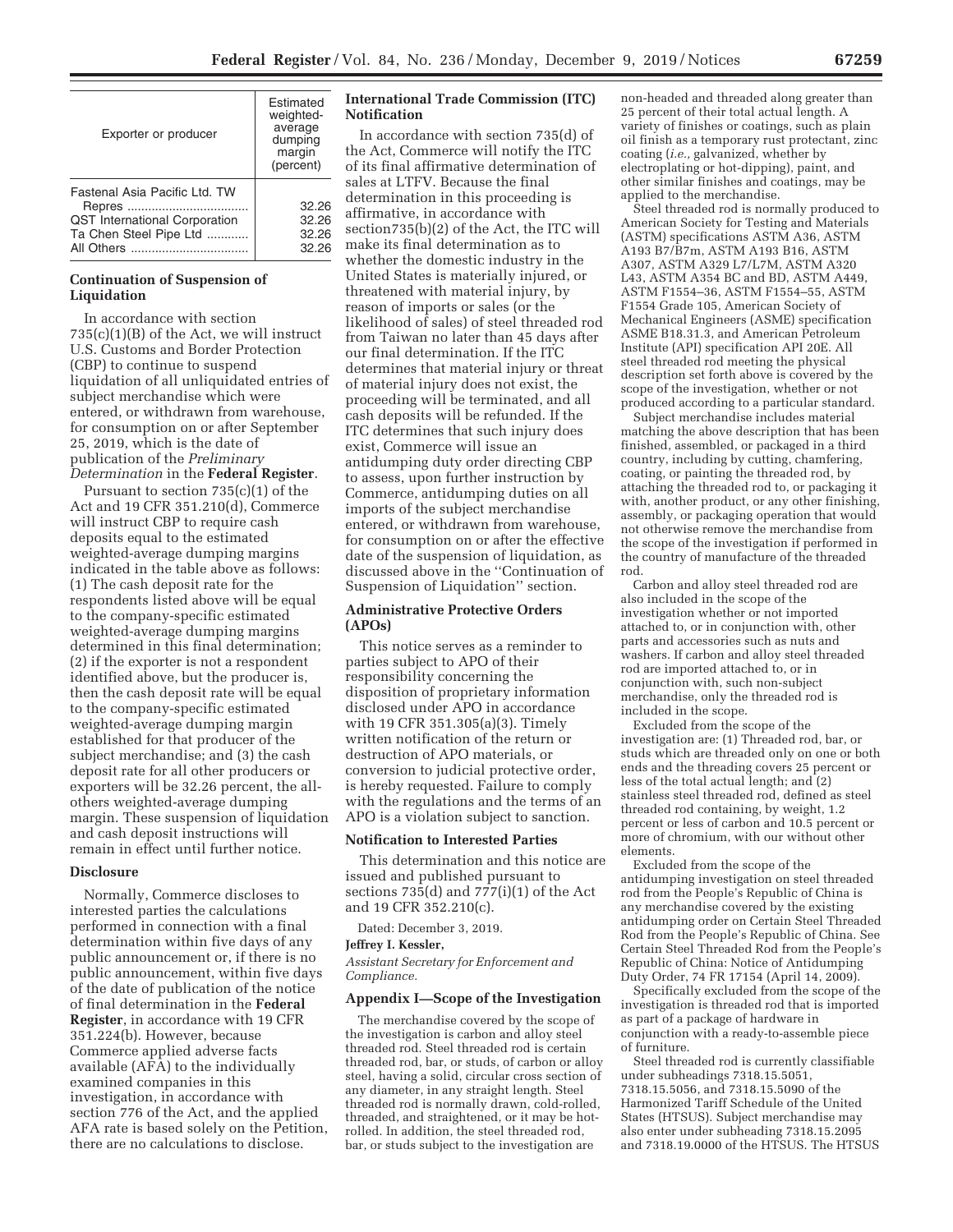| Exporter or producer | Estimated weighted-average dumping margin (percent) |
|---|---|
| Fastenal Asia Pacific Ltd. TW Repres | 32.26 |
| QST International Corporation | 32.26 |
| Ta Chen Steel Pipe Ltd | 32.26 |
| All Others | 32.26 |

## Continuation of Suspension of Liquidation

In accordance with section 735(c)(1)(B) of the Act, we will instruct U.S. Customs and Border Protection (CBP) to continue to suspend liquidation of all unliquidated entries of subject merchandise which were entered, or withdrawn from warehouse, for consumption on or after September 25, 2019, which is the date of publication of the *Preliminary Determination* in the **Federal Register**.

Pursuant to section 735(c)(1) of the Act and 19 CFR 351.210(d), Commerce will instruct CBP to require cash deposits equal to the estimated weighted-average dumping margins indicated in the table above as follows: (1) The cash deposit rate for the respondents listed above will be equal to the company-specific estimated weighted-average dumping margins determined in this final determination; (2) if the exporter is not a respondent identified above, but the producer is, then the cash deposit rate will be equal to the company-specific estimated weighted-average dumping margin established for that producer of the subject merchandise; and (3) the cash deposit rate for all other producers or exporters will be 32.26 percent, the all-others weighted-average dumping margin. These suspension of liquidation and cash deposit instructions will remain in effect until further notice.

## Disclosure

Normally, Commerce discloses to interested parties the calculations performed in connection with a final determination within five days of any public announcement or, if there is no public announcement, within five days of the date of publication of the notice of final determination in the **Federal Register**, in accordance with 19 CFR 351.224(b). However, because Commerce applied adverse facts available (AFA) to the individually examined companies in this investigation, in accordance with section 776 of the Act, and the applied AFA rate is based solely on the Petition, there are no calculations to disclose.

## International Trade Commission (ITC) Notification

In accordance with section 735(d) of the Act, Commerce will notify the ITC of its final affirmative determination of sales at LTFV. Because the final determination in this proceeding is affirmative, in accordance with section735(b)(2) of the Act, the ITC will make its final determination as to whether the domestic industry in the United States is materially injured, or threatened with material injury, by reason of imports or sales (or the likelihood of sales) of steel threaded rod from Taiwan no later than 45 days after our final determination. If the ITC determines that material injury or threat of material injury does not exist, the proceeding will be terminated, and all cash deposits will be refunded. If the ITC determines that such injury does exist, Commerce will issue an antidumping duty order directing CBP to assess, upon further instruction by Commerce, antidumping duties on all imports of the subject merchandise entered, or withdrawn from warehouse, for consumption on or after the effective date of the suspension of liquidation, as discussed above in the "Continuation of Suspension of Liquidation" section.

## Administrative Protective Orders (APOs)

This notice serves as a reminder to parties subject to APO of their responsibility concerning the disposition of proprietary information disclosed under APO in accordance with 19 CFR 351.305(a)(3). Timely written notification of the return or destruction of APO materials, or conversion to judicial protective order, is hereby requested. Failure to comply with the regulations and the terms of an APO is a violation subject to sanction.

## Notification to Interested Parties

This determination and this notice are issued and published pursuant to sections 735(d) and 777(i)(1) of the Act and 19 CFR 352.210(c).

Dated: December 3, 2019.

**Jeffrey I. Kessler,**

*Assistant Secretary for Enforcement and Compliance.*

## Appendix I—Scope of the Investigation

The merchandise covered by the scope of the investigation is carbon and alloy steel threaded rod. Steel threaded rod is certain threaded rod, bar, or studs, of carbon or alloy steel, having a solid, circular cross section of any diameter, in any straight length. Steel threaded rod is normally drawn, cold-rolled, threaded, and straightened, or it may be hot-rolled. In addition, the steel threaded rod, bar, or studs subject to the investigation are non-headed and threaded along greater than 25 percent of their total actual length. A variety of finishes or coatings, such as plain oil finish as a temporary rust protectant, zinc coating (*i.e.,* galvanized, whether by electroplating or hot-dipping), paint, and other similar finishes and coatings, may be applied to the merchandise.

Steel threaded rod is normally produced to American Society for Testing and Materials (ASTM) specifications ASTM A36, ASTM A193 B7/B7m, ASTM A193 B16, ASTM A307, ASTM A329 L7/L7M, ASTM A320 L43, ASTM A354 BC and BD, ASTM A449, ASTM F1554–36, ASTM F1554–55, ASTM F1554 Grade 105, American Society of Mechanical Engineers (ASME) specification ASME B18.31.3, and American Petroleum Institute (API) specification API 20E. All steel threaded rod meeting the physical description set forth above is covered by the scope of the investigation, whether or not produced according to a particular standard.

Subject merchandise includes material matching the above description that has been finished, assembled, or packaged in a third country, including by cutting, chamfering, coating, or painting the threaded rod, by attaching the threaded rod to, or packaging it with, another product, or any other finishing, assembly, or packaging operation that would not otherwise remove the merchandise from the scope of the investigation if performed in the country of manufacture of the threaded rod.

Carbon and alloy steel threaded rod are also included in the scope of the investigation whether or not imported attached to, or in conjunction with, other parts and accessories such as nuts and washers. If carbon and alloy steel threaded rod are imported attached to, or in conjunction with, such non-subject merchandise, only the threaded rod is included in the scope.

Excluded from the scope of the investigation are: (1) Threaded rod, bar, or studs which are threaded only on one or both ends and the threading covers 25 percent or less of the total actual length; and (2) stainless steel threaded rod, defined as steel threaded rod containing, by weight, 1.2 percent or less of carbon and 10.5 percent or more of chromium, with our without other elements.

Excluded from the scope of the antidumping investigation on steel threaded rod from the People's Republic of China is any merchandise covered by the existing antidumping order on Certain Steel Threaded Rod from the People's Republic of China. See Certain Steel Threaded Rod from the People's Republic of China: Notice of Antidumping Duty Order, 74 FR 17154 (April 14, 2009).

Specifically excluded from the scope of the investigation is threaded rod that is imported as part of a package of hardware in conjunction with a ready-to-assemble piece of furniture.

Steel threaded rod is currently classifiable under subheadings 7318.15.5051, 7318.15.5056, and 7318.15.5090 of the Harmonized Tariff Schedule of the United States (HTSUS). Subject merchandise may also enter under subheading 7318.15.2095 and 7318.19.0000 of the HTSUS. The HTSUS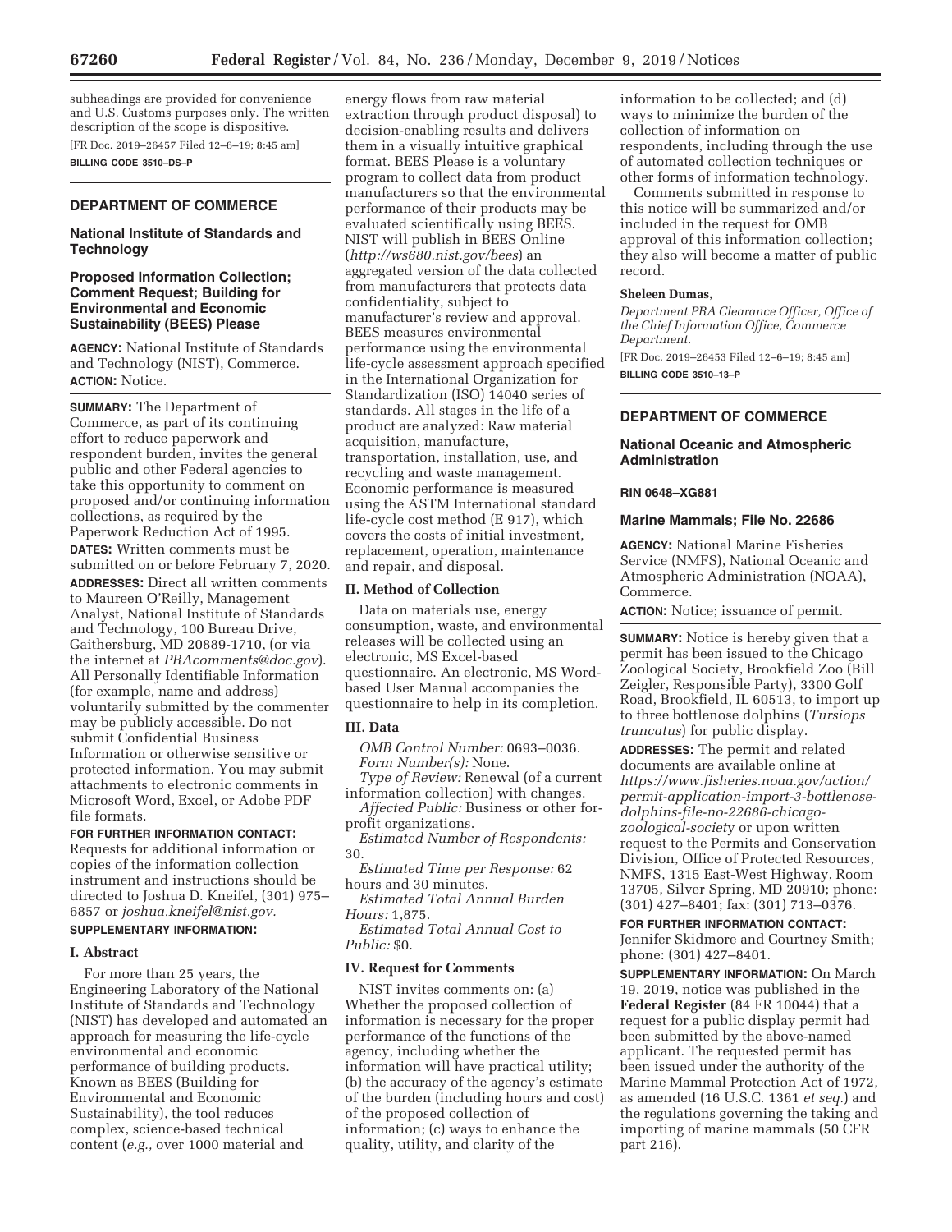subheadings are provided for convenience and U.S. Customs purposes only. The written description of the scope is dispositive.

[FR Doc. 2019–26457 Filed 12–6–19; 8:45 am]

**BILLING CODE 3510–DS–P**

## DEPARTMENT OF COMMERCE

### National Institute of Standards and Technology

### Proposed Information Collection; Comment Request; Building for Environmental and Economic Sustainability (BEES) Please

**AGENCY:** National Institute of Standards and Technology (NIST), Commerce.

**ACTION:** Notice.

**SUMMARY:** The Department of Commerce, as part of its continuing effort to reduce paperwork and respondent burden, invites the general public and other Federal agencies to take this opportunity to comment on proposed and/or continuing information collections, as required by the Paperwork Reduction Act of 1995.

**DATES:** Written comments must be submitted on or before February 7, 2020.

**ADDRESSES:** Direct all written comments to Maureen O'Reilly, Management Analyst, National Institute of Standards and Technology, 100 Bureau Drive, Gaithersburg, MD 20889-1710, (or via the internet at *PRAcomments@doc.gov*). All Personally Identifiable Information (for example, name and address) voluntarily submitted by the commenter may be publicly accessible. Do not submit Confidential Business Information or otherwise sensitive or protected information. You may submit attachments to electronic comments in Microsoft Word, Excel, or Adobe PDF file formats.

**FOR FURTHER INFORMATION CONTACT:** Requests for additional information or copies of the information collection instrument and instructions should be directed to Joshua D. Kneifel, (301) 975–6857 or *joshua.kneifel@nist.gov.*

**SUPPLEMENTARY INFORMATION:**

#### I. Abstract

For more than 25 years, the Engineering Laboratory of the National Institute of Standards and Technology (NIST) has developed and automated an approach for measuring the life-cycle environmental and economic performance of building products. Known as BEES (Building for Environmental and Economic Sustainability), the tool reduces complex, science-based technical content (*e.g.,* over 1000 material and energy flows from raw material extraction through product disposal) to decision-enabling results and delivers them in a visually intuitive graphical format. BEES Please is a voluntary program to collect data from product manufacturers so that the environmental performance of their products may be evaluated scientifically using BEES. NIST will publish in BEES Online (*http://ws680.nist.gov/bees*) an aggregated version of the data collected from manufacturers that protects data confidentiality, subject to manufacturer's review and approval. BEES measures environmental performance using the environmental life-cycle assessment approach specified in the International Organization for Standardization (ISO) 14040 series of standards. All stages in the life of a product are analyzed: Raw material acquisition, manufacture, transportation, installation, use, and recycling and waste management. Economic performance is measured using the ASTM International standard life-cycle cost method (E 917), which covers the costs of initial investment, replacement, operation, maintenance and repair, and disposal.

#### II. Method of Collection

Data on materials use, energy consumption, waste, and environmental releases will be collected using an electronic, MS Excel-based questionnaire. An electronic, MS Word-based User Manual accompanies the questionnaire to help in its completion.

#### III. Data

*OMB Control Number:* 0693–0036.

*Form Number(s):* None.

*Type of Review:* Renewal (of a current information collection) with changes.

*Affected Public:* Business or other for-profit organizations.

*Estimated Number of Respondents:* 30.

*Estimated Time per Response:* 62 hours and 30 minutes.

*Estimated Total Annual Burden Hours:* 1,875.

*Estimated Total Annual Cost to Public:* $0.

#### IV. Request for Comments

NIST invites comments on: (a) Whether the proposed collection of information is necessary for the proper performance of the functions of the agency, including whether the information will have practical utility; (b) the accuracy of the agency's estimate of the burden (including hours and cost) of the proposed collection of information; (c) ways to enhance the quality, utility, and clarity of the information to be collected; and (d) ways to minimize the burden of the collection of information on respondents, including through the use of automated collection techniques or other forms of information technology.

Comments submitted in response to this notice will be summarized and/or included in the request for OMB approval of this information collection; they also will become a matter of public record.

**Sheleen Dumas,**

*Department PRA Clearance Officer, Office of the Chief Information Office, Commerce Department.*

[FR Doc. 2019–26453 Filed 12–6–19; 8:45 am]

**BILLING CODE 3510–13–P**

## DEPARTMENT OF COMMERCE

### National Oceanic and Atmospheric Administration

**RIN 0648–XG881**

### Marine Mammals; File No. 22686

**AGENCY:** National Marine Fisheries Service (NMFS), National Oceanic and Atmospheric Administration (NOAA), Commerce.

**ACTION:** Notice; issuance of permit.

**SUMMARY:** Notice is hereby given that a permit has been issued to the Chicago Zoological Society, Brookfield Zoo (Bill Zeigler, Responsible Party), 3300 Golf Road, Brookfield, IL 60513, to import up to three bottlenose dolphins (*Tursiops truncatus*) for public display.

**ADDRESSES:** The permit and related documents are available online at *https://www.fisheries.noaa.gov/action/permit-application-import-3-bottlenose-dolphins-file-no-22686-chicago-zoological-society* or upon written request to the Permits and Conservation Division, Office of Protected Resources, NMFS, 1315 East-West Highway, Room 13705, Silver Spring, MD 20910; phone: (301) 427–8401; fax: (301) 713–0376.

**FOR FURTHER INFORMATION CONTACT:** Jennifer Skidmore and Courtney Smith; phone: (301) 427–8401.

**SUPPLEMENTARY INFORMATION:** On March 19, 2019, notice was published in the **Federal Register** (84 FR 10044) that a request for a public display permit had been submitted by the above-named applicant. The requested permit has been issued under the authority of the Marine Mammal Protection Act of 1972, as amended (16 U.S.C. 1361 *et seq.*) and the regulations governing the taking and importing of marine mammals (50 CFR part 216).